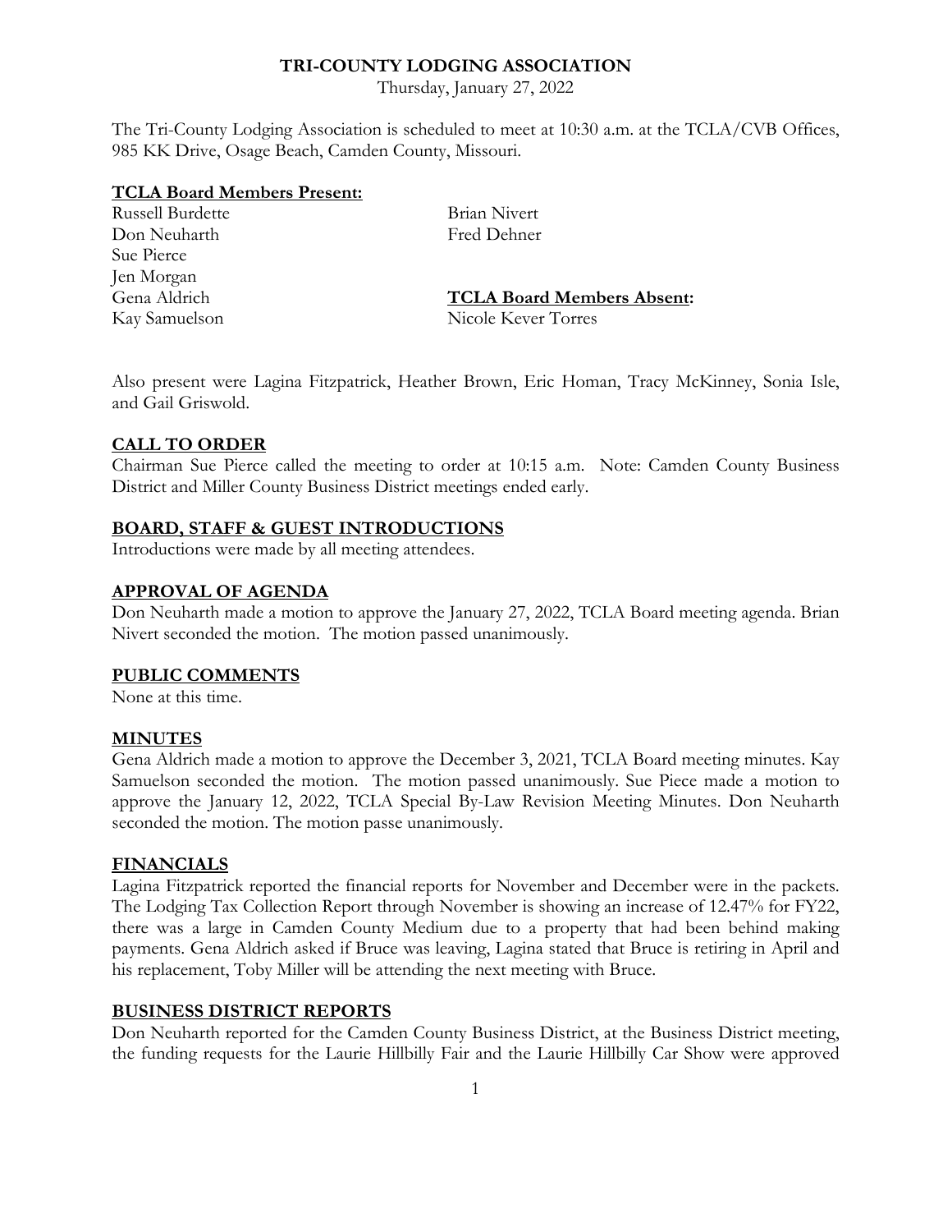# TRI-COUNTY LODGING ASSOCIATION

Thursday, January 27, 2022

The Tri-County Lodging Association is scheduled to meet at 10:30 a.m. at the TCLA/CVB Offices, 985 KK Drive, Osage Beach, Camden County, Missouri.

**TCLA Board Members Present:**

Russell Burdette
Don Neuharth
Sue Pierce
Jen Morgan
Gena Aldrich
Kay Samuelson
Brian Nivert
Fred Dehner

**TCLA Board Members Absent:**

Nicole Kever Torres

Also present were Lagina Fitzpatrick, Heather Brown, Eric Homan, Tracy McKinney, Sonia Isle, and Gail Griswold.

## CALL TO ORDER

Chairman Sue Pierce called the meeting to order at 10:15 a.m. Note: Camden County Business District and Miller County Business District meetings ended early.

## BOARD, STAFF & GUEST INTRODUCTIONS

Introductions were made by all meeting attendees.

## APPROVAL OF AGENDA

Don Neuharth made a motion to approve the January 27, 2022, TCLA Board meeting agenda. Brian Nivert seconded the motion. The motion passed unanimously.

## PUBLIC COMMENTS

None at this time.

## MINUTES

Gena Aldrich made a motion to approve the December 3, 2021, TCLA Board meeting minutes. Kay Samuelson seconded the motion. The motion passed unanimously. Sue Piece made a motion to approve the January 12, 2022, TCLA Special By-Law Revision Meeting Minutes. Don Neuharth seconded the motion. The motion passe unanimously.

## FINANCIALS

Lagina Fitzpatrick reported the financial reports for November and December were in the packets. The Lodging Tax Collection Report through November is showing an increase of 12.47% for FY22, there was a large in Camden County Medium due to a property that had been behind making payments. Gena Aldrich asked if Bruce was leaving, Lagina stated that Bruce is retiring in April and his replacement, Toby Miller will be attending the next meeting with Bruce.

## BUSINESS DISTRICT REPORTS

Don Neuharth reported for the Camden County Business District, at the Business District meeting, the funding requests for the Laurie Hillbilly Fair and the Laurie Hillbilly Car Show were approved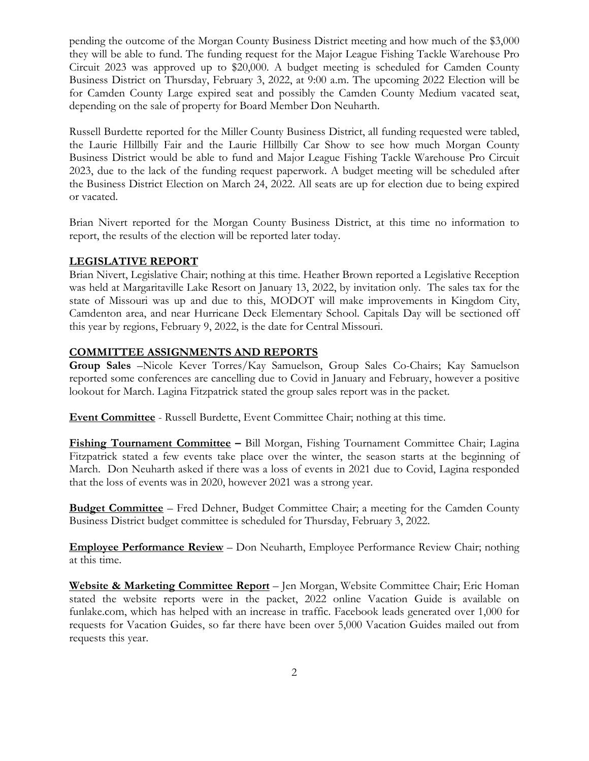pending the outcome of the Morgan County Business District meeting and how much of the $3,000 they will be able to fund. The funding request for the Major League Fishing Tackle Warehouse Pro Circuit 2023 was approved up to $20,000. A budget meeting is scheduled for Camden County Business District on Thursday, February 3, 2022, at 9:00 a.m. The upcoming 2022 Election will be for Camden County Large expired seat and possibly the Camden County Medium vacated seat, depending on the sale of property for Board Member Don Neuharth.

Russell Burdette reported for the Miller County Business District, all funding requested were tabled, the Laurie Hillbilly Fair and the Laurie Hillbilly Car Show to see how much Morgan County Business District would be able to fund and Major League Fishing Tackle Warehouse Pro Circuit 2023, due to the lack of the funding request paperwork. A budget meeting will be scheduled after the Business District Election on March 24, 2022. All seats are up for election due to being expired or vacated.

Brian Nivert reported for the Morgan County Business District, at this time no information to report, the results of the election will be reported later today.

## LEGISLATIVE REPORT

Brian Nivert, Legislative Chair; nothing at this time. Heather Brown reported a Legislative Reception was held at Margaritaville Lake Resort on January 13, 2022, by invitation only. The sales tax for the state of Missouri was up and due to this, MODOT will make improvements in Kingdom City, Camdenton area, and near Hurricane Deck Elementary School. Capitals Day will be sectioned off this year by regions, February 9, 2022, is the date for Central Missouri.

## COMMITTEE ASSIGNMENTS AND REPORTS

**Group Sales** –Nicole Kever Torres/Kay Samuelson, Group Sales Co-Chairs; Kay Samuelson reported some conferences are cancelling due to Covid in January and February, however a positive lookout for March. Lagina Fitzpatrick stated the group sales report was in the packet.

**Event Committee** - Russell Burdette, Event Committee Chair; nothing at this time.

**Fishing Tournament Committee –** Bill Morgan, Fishing Tournament Committee Chair; Lagina Fitzpatrick stated a few events take place over the winter, the season starts at the beginning of March. Don Neuharth asked if there was a loss of events in 2021 due to Covid, Lagina responded that the loss of events was in 2020, however 2021 was a strong year.

**Budget Committee** – Fred Dehner, Budget Committee Chair; a meeting for the Camden County Business District budget committee is scheduled for Thursday, February 3, 2022.

**Employee Performance Review** – Don Neuharth, Employee Performance Review Chair; nothing at this time.

**Website & Marketing Committee Report** – Jen Morgan, Website Committee Chair; Eric Homan stated the website reports were in the packet, 2022 online Vacation Guide is available on funlake.com, which has helped with an increase in traffic. Facebook leads generated over 1,000 for requests for Vacation Guides, so far there have been over 5,000 Vacation Guides mailed out from requests this year.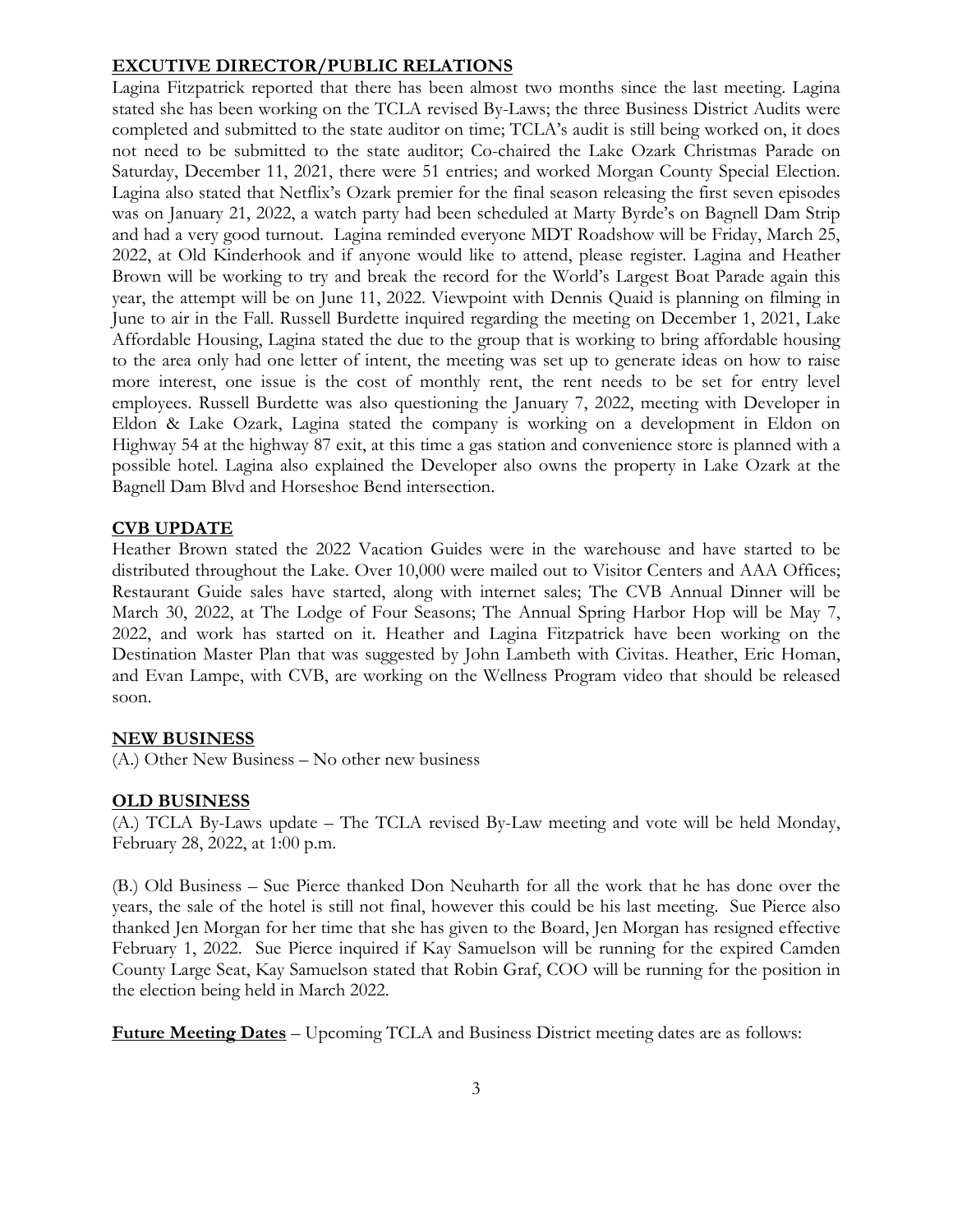## EXCUTIVE DIRECTOR/PUBLIC RELATIONS

Lagina Fitzpatrick reported that there has been almost two months since the last meeting. Lagina stated she has been working on the TCLA revised By-Laws; the three Business District Audits were completed and submitted to the state auditor on time; TCLA's audit is still being worked on, it does not need to be submitted to the state auditor; Co-chaired the Lake Ozark Christmas Parade on Saturday, December 11, 2021, there were 51 entries; and worked Morgan County Special Election. Lagina also stated that Netflix's Ozark premier for the final season releasing the first seven episodes was on January 21, 2022, a watch party had been scheduled at Marty Byrde's on Bagnell Dam Strip and had a very good turnout. Lagina reminded everyone MDT Roadshow will be Friday, March 25, 2022, at Old Kinderhook and if anyone would like to attend, please register. Lagina and Heather Brown will be working to try and break the record for the World's Largest Boat Parade again this year, the attempt will be on June 11, 2022. Viewpoint with Dennis Quaid is planning on filming in June to air in the Fall. Russell Burdette inquired regarding the meeting on December 1, 2021, Lake Affordable Housing, Lagina stated the due to the group that is working to bring affordable housing to the area only had one letter of intent, the meeting was set up to generate ideas on how to raise more interest, one issue is the cost of monthly rent, the rent needs to be set for entry level employees. Russell Burdette was also questioning the January 7, 2022, meeting with Developer in Eldon & Lake Ozark, Lagina stated the company is working on a development in Eldon on Highway 54 at the highway 87 exit, at this time a gas station and convenience store is planned with a possible hotel. Lagina also explained the Developer also owns the property in Lake Ozark at the Bagnell Dam Blvd and Horseshoe Bend intersection.

## CVB UPDATE

Heather Brown stated the 2022 Vacation Guides were in the warehouse and have started to be distributed throughout the Lake. Over 10,000 were mailed out to Visitor Centers and AAA Offices; Restaurant Guide sales have started, along with internet sales; The CVB Annual Dinner will be March 30, 2022, at The Lodge of Four Seasons; The Annual Spring Harbor Hop will be May 7, 2022, and work has started on it. Heather and Lagina Fitzpatrick have been working on the Destination Master Plan that was suggested by John Lambeth with Civitas. Heather, Eric Homan, and Evan Lampe, with CVB, are working on the Wellness Program video that should be released soon.

## NEW BUSINESS

(A.) Other New Business – No other new business

## OLD BUSINESS

(A.) TCLA By-Laws update – The TCLA revised By-Law meeting and vote will be held Monday, February 28, 2022, at 1:00 p.m.

(B.) Old Business – Sue Pierce thanked Don Neuharth for all the work that he has done over the years, the sale of the hotel is still not final, however this could be his last meeting. Sue Pierce also thanked Jen Morgan for her time that she has given to the Board, Jen Morgan has resigned effective February 1, 2022. Sue Pierce inquired if Kay Samuelson will be running for the expired Camden County Large Seat, Kay Samuelson stated that Robin Graf, COO will be running for the position in the election being held in March 2022.

**Future Meeting Dates** – Upcoming TCLA and Business District meeting dates are as follows: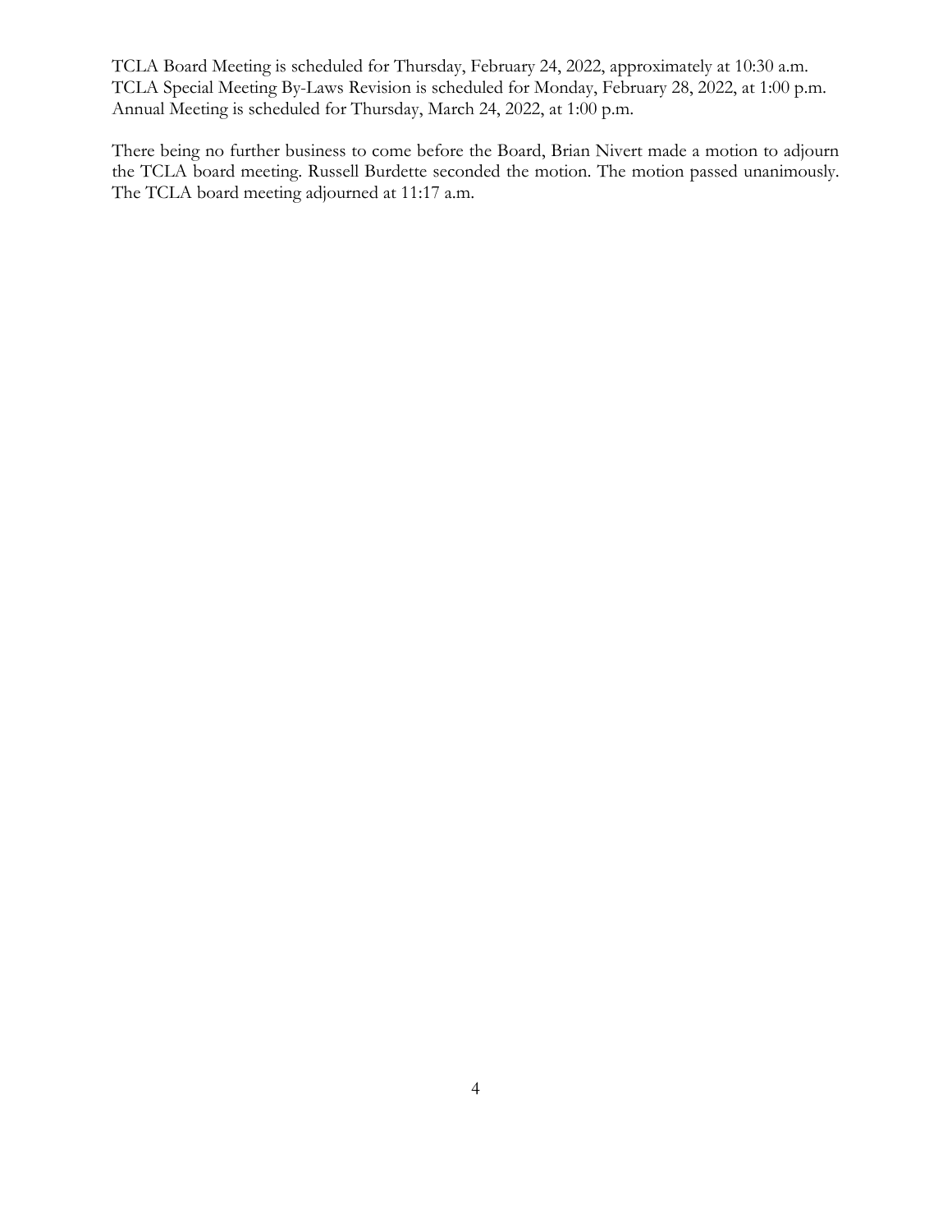TCLA Board Meeting is scheduled for Thursday, February 24, 2022, approximately at 10:30 a.m.
TCLA Special Meeting By-Laws Revision is scheduled for Monday, February 28, 2022, at 1:00 p.m.
Annual Meeting is scheduled for Thursday, March 24, 2022, at 1:00 p.m.

There being no further business to come before the Board, Brian Nivert made a motion to adjourn the TCLA board meeting. Russell Burdette seconded the motion. The motion passed unanimously. The TCLA board meeting adjourned at 11:17 a.m.